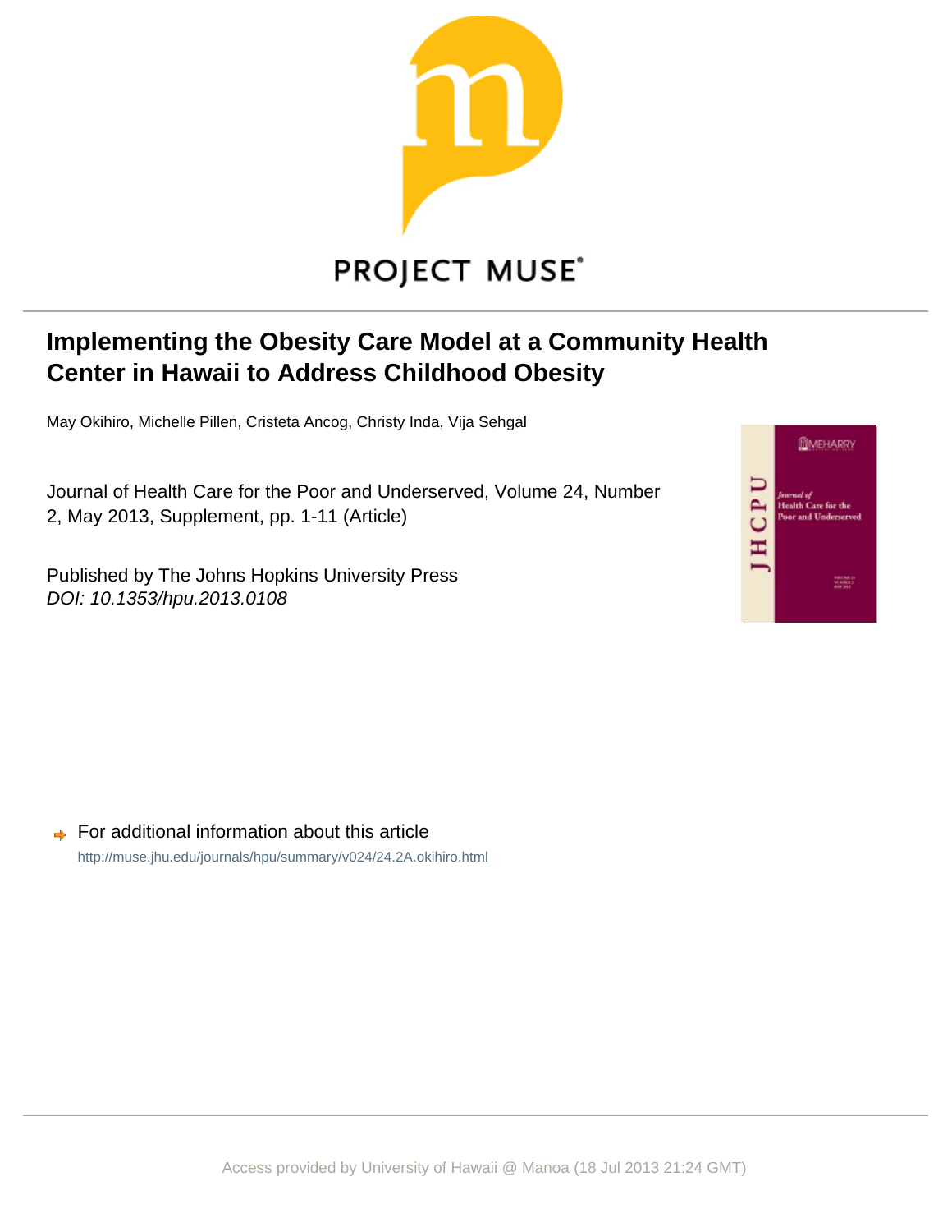PROJECT MUSE®

# Implementing the Obesity Care Model at a Community Health Center in Hawaii to Address Childhood Obesity

May Okihiro, Michelle Pillen, Cristeta Ancog, Christy Inda, Vija Sehgal

Journal of Health Care for the Poor and Underserved, Volume 24, Number 2, May 2013, Supplement, pp. 1-11 (Article)

Published by The Johns Hopkins University Press
*DOI: 10.1353/hpu.2013.0108*

For additional information about this article
http://muse.jhu.edu/journals/hpu/summary/v024/24.2A.okihiro.html

Access provided by University of Hawaii @ Manoa (18 Jul 2013 21:24 GMT)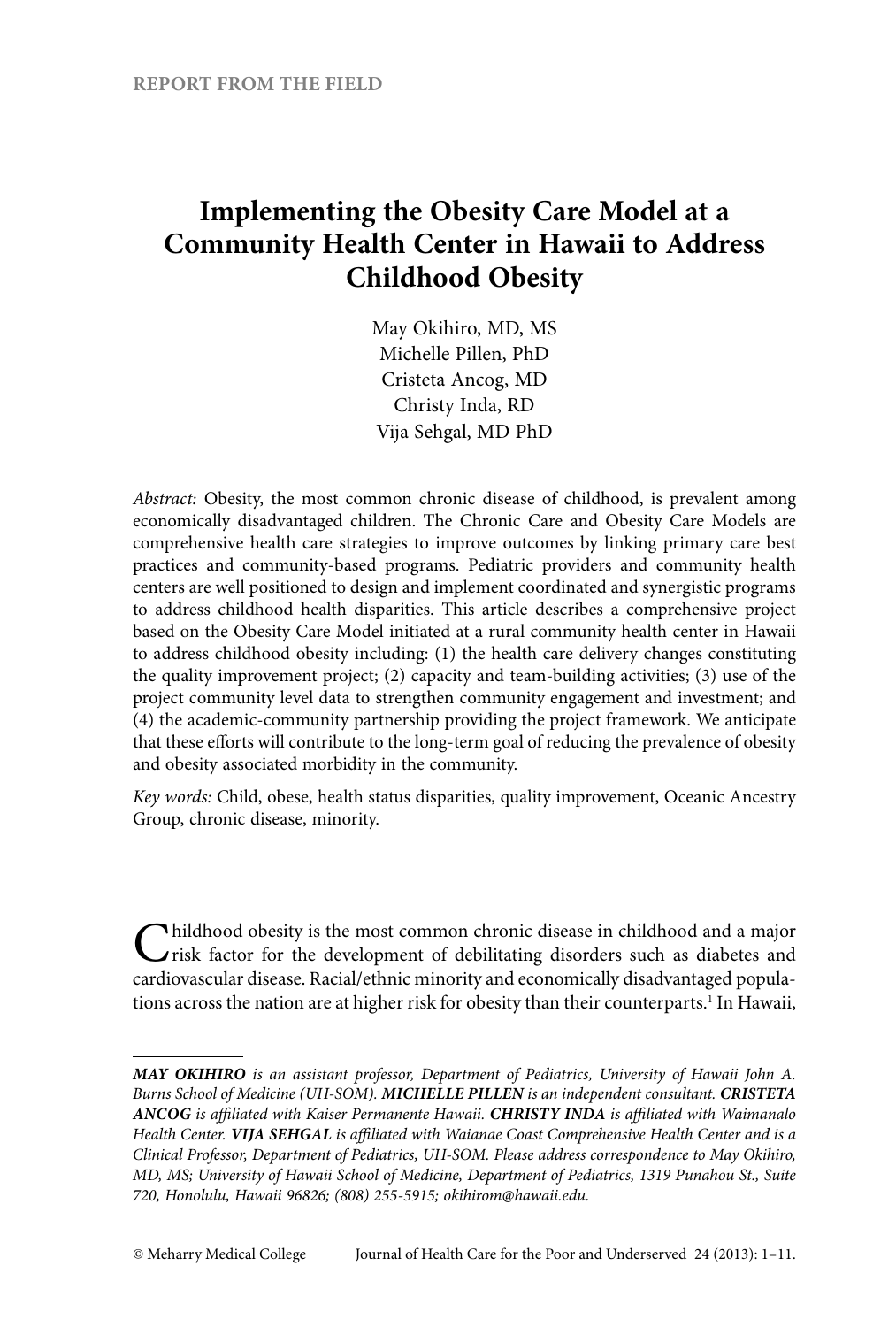REPORT FROM THE FIELD

# Implementing the Obesity Care Model at a Community Health Center in Hawaii to Address Childhood Obesity

May Okihiro, MD, MS
Michelle Pillen, PhD
Cristeta Ancog, MD
Christy Inda, RD
Vija Sehgal, MD PhD

*Abstract:* Obesity, the most common chronic disease of childhood, is prevalent among economically disadvantaged children. The Chronic Care and Obesity Care Models are comprehensive health care strategies to improve outcomes by linking primary care best practices and community-based programs. Pediatric providers and community health centers are well positioned to design and implement coordinated and synergistic programs to address childhood health disparities. This article describes a comprehensive project based on the Obesity Care Model initiated at a rural community health center in Hawaii to address childhood obesity including: (1) the health care delivery changes constituting the quality improvement project; (2) capacity and team-building activities; (3) use of the project community level data to strengthen community engagement and investment; and (4) the academic-community partnership providing the project framework. We anticipate that these efforts will contribute to the long-term goal of reducing the prevalence of obesity and obesity associated morbidity in the community.

*Key words:* Child, obese, health status disparities, quality improvement, Oceanic Ancestry Group, chronic disease, minority.

Childhood obesity is the most common chronic disease in childhood and a major risk factor for the development of debilitating disorders such as diabetes and cardiovascular disease. Racial/ethnic minority and economically disadvantaged populations across the nation are at higher risk for obesity than their counterparts.[1] In Hawaii,

***MAY OKIHIRO*** *is an assistant professor, Department of Pediatrics, University of Hawaii John A. Burns School of Medicine (UH-SOM).* ***MICHELLE PILLEN*** *is an independent consultant.* ***CRISTETA ANCOG*** *is affiliated with Kaiser Permanente Hawaii.* ***CHRISTY INDA*** *is affiliated with Waimanalo Health Center.* ***VIJA SEHGAL*** *is affiliated with Waianae Coast Comprehensive Health Center and is a Clinical Professor, Department of Pediatrics, UH-SOM. Please address correspondence to May Okihiro, MD, MS; University of Hawaii School of Medicine, Department of Pediatrics, 1319 Punahou St., Suite 720, Honolulu, Hawaii 96826; (808) 255-5915; okihirom@hawaii.edu.*

© Meharry Medical College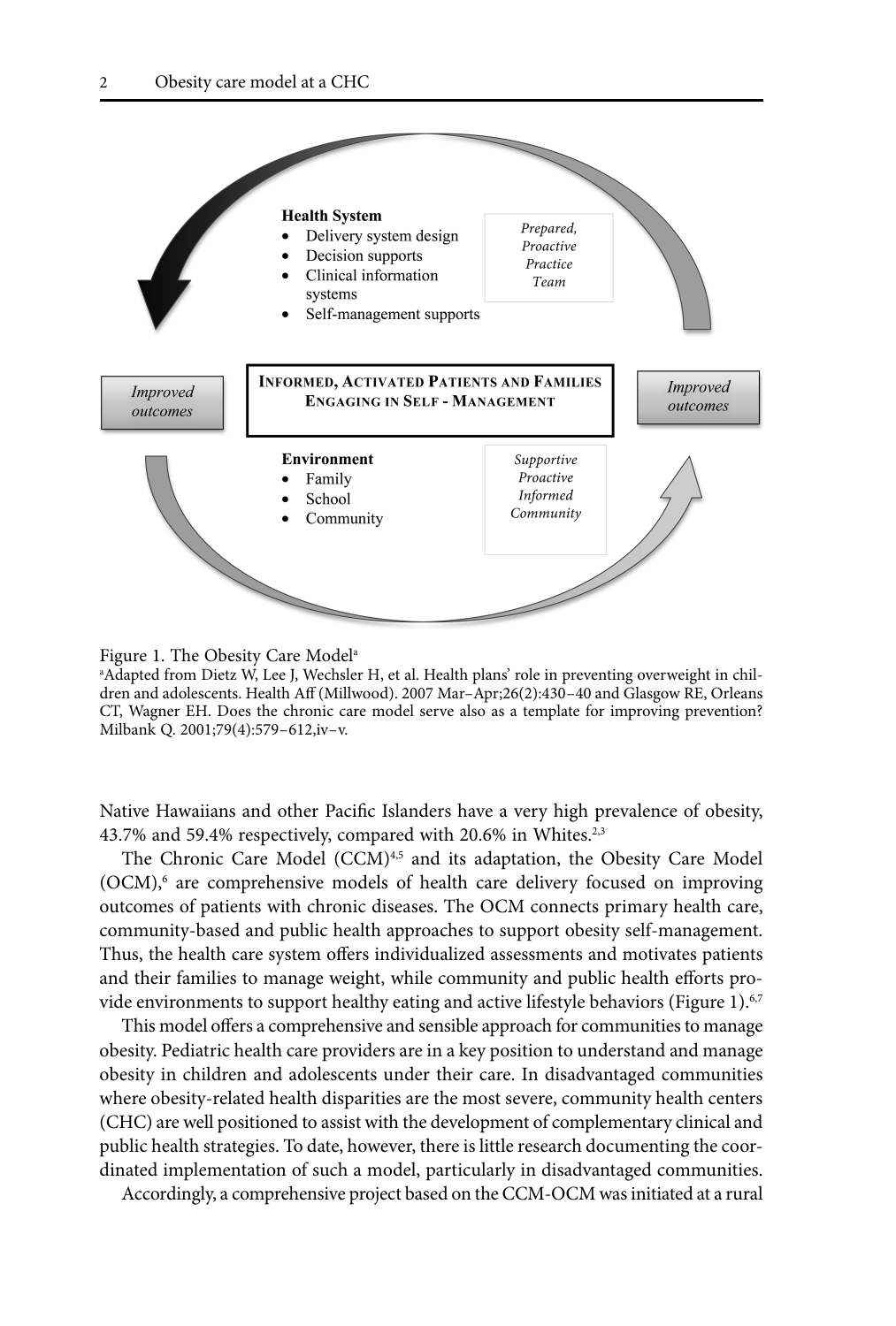**Health System**

- Delivery system design
- Decision supports
- Clinical information systems
- Self-management supports

*Prepared, Proactive Practice Team*

*Improved outcomes*

**INFORMED, ACTIVATED PATIENTS AND FAMILIES ENGAGING IN SELF - MANAGEMENT**

*Improved outcomes*

**Environment**

- Family
- School
- Community

*Supportive Proactive Informed Community*

Figure 1. The Obesity Care Model[a]

[a]Adapted from Dietz W, Lee J, Wechsler H, et al. Health plans' role in preventing overweight in children and adolescents. Health Aff (Millwood). 2007 Mar–Apr;26(2):430–40 and Glasgow RE, Orleans CT, Wagner EH. Does the chronic care model serve also as a template for improving prevention? Milbank Q. 2001;79(4):579–612,iv–v.

Native Hawaiians and other Pacific Islanders have a very high prevalence of obesity, 43.7% and 59.4% respectively, compared with 20.6% in Whites.[2,3]

The Chronic Care Model (CCM)[4,5] and its adaptation, the Obesity Care Model (OCM),[6] are comprehensive models of health care delivery focused on improving outcomes of patients with chronic diseases. The OCM connects primary health care, community-based and public health approaches to support obesity self-management. Thus, the health care system offers individualized assessments and motivates patients and their families to manage weight, while community and public health efforts provide environments to support healthy eating and active lifestyle behaviors (Figure 1).[6,7]

This model offers a comprehensive and sensible approach for communities to manage obesity. Pediatric health care providers are in a key position to understand and manage obesity in children and adolescents under their care. In disadvantaged communities where obesity-related health disparities are the most severe, community health centers (CHC) are well positioned to assist with the development of complementary clinical and public health strategies. To date, however, there is little research documenting the coordinated implementation of such a model, particularly in disadvantaged communities.

Accordingly, a comprehensive project based on the CCM-OCM was initiated at a rural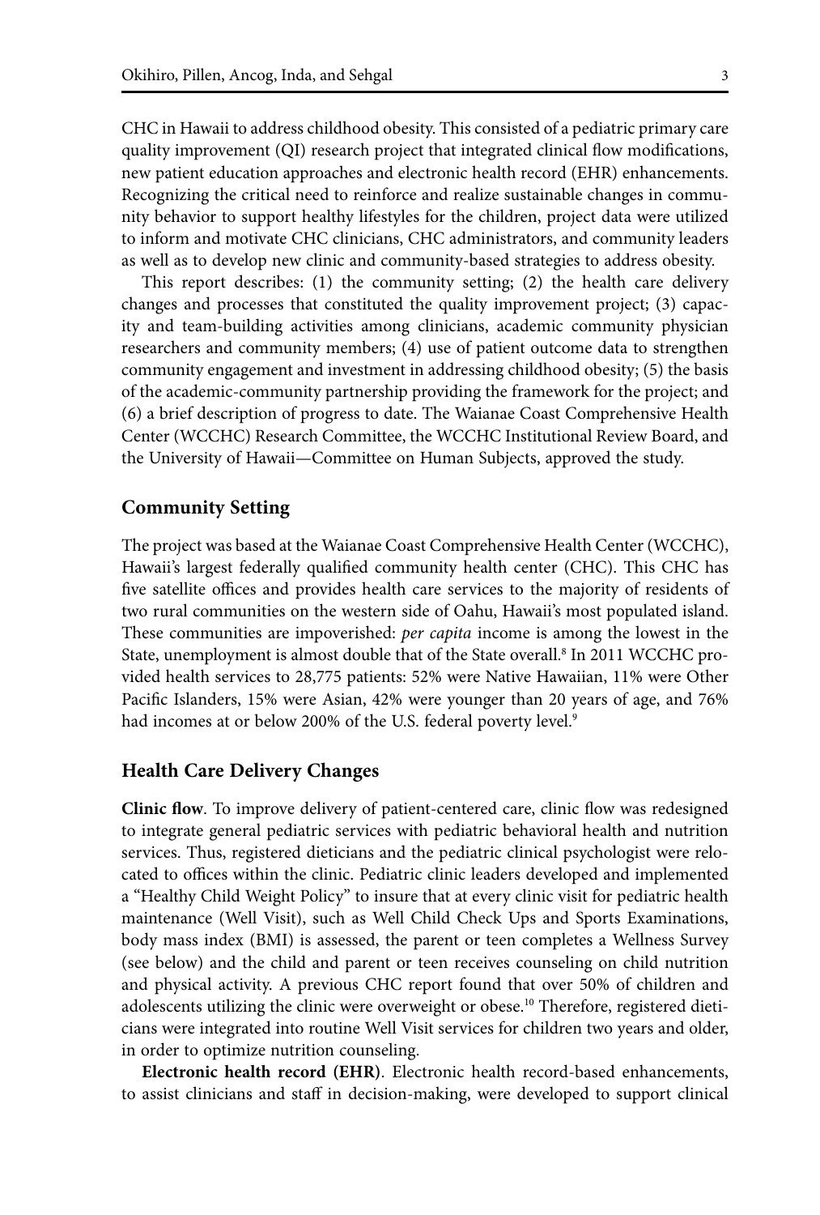CHC in Hawaii to address childhood obesity. This consisted of a pediatric primary care quality improvement (QI) research project that integrated clinical flow modifications, new patient education approaches and electronic health record (EHR) enhancements. Recognizing the critical need to reinforce and realize sustainable changes in community behavior to support healthy lifestyles for the children, project data were utilized to inform and motivate CHC clinicians, CHC administrators, and community leaders as well as to develop new clinic and community-based strategies to address obesity.

This report describes: (1) the community setting; (2) the health care delivery changes and processes that constituted the quality improvement project; (3) capacity and team-building activities among clinicians, academic community physician researchers and community members; (4) use of patient outcome data to strengthen community engagement and investment in addressing childhood obesity; (5) the basis of the academic-community partnership providing the framework for the project; and (6) a brief description of progress to date. The Waianae Coast Comprehensive Health Center (WCCHC) Research Committee, the WCCHC Institutional Review Board, and the University of Hawaii—Committee on Human Subjects, approved the study.

## Community Setting

The project was based at the Waianae Coast Comprehensive Health Center (WCCHC), Hawaii's largest federally qualified community health center (CHC). This CHC has five satellite offices and provides health care services to the majority of residents of two rural communities on the western side of Oahu, Hawaii's most populated island. These communities are impoverished: *per capita* income is among the lowest in the State, unemployment is almost double that of the State overall.[8] In 2011 WCCHC provided health services to 28,775 patients: 52% were Native Hawaiian, 11% were Other Pacific Islanders, 15% were Asian, 42% were younger than 20 years of age, and 76% had incomes at or below 200% of the U.S. federal poverty level.[9]

## Health Care Delivery Changes

**Clinic flow**. To improve delivery of patient-centered care, clinic flow was redesigned to integrate general pediatric services with pediatric behavioral health and nutrition services. Thus, registered dieticians and the pediatric clinical psychologist were relocated to offices within the clinic. Pediatric clinic leaders developed and implemented a "Healthy Child Weight Policy" to insure that at every clinic visit for pediatric health maintenance (Well Visit), such as Well Child Check Ups and Sports Examinations, body mass index (BMI) is assessed, the parent or teen completes a Wellness Survey (see below) and the child and parent or teen receives counseling on child nutrition and physical activity. A previous CHC report found that over 50% of children and adolescents utilizing the clinic were overweight or obese.[10] Therefore, registered dieticians were integrated into routine Well Visit services for children two years and older, in order to optimize nutrition counseling.

**Electronic health record (EHR)**. Electronic health record-based enhancements, to assist clinicians and staff in decision-making, were developed to support clinical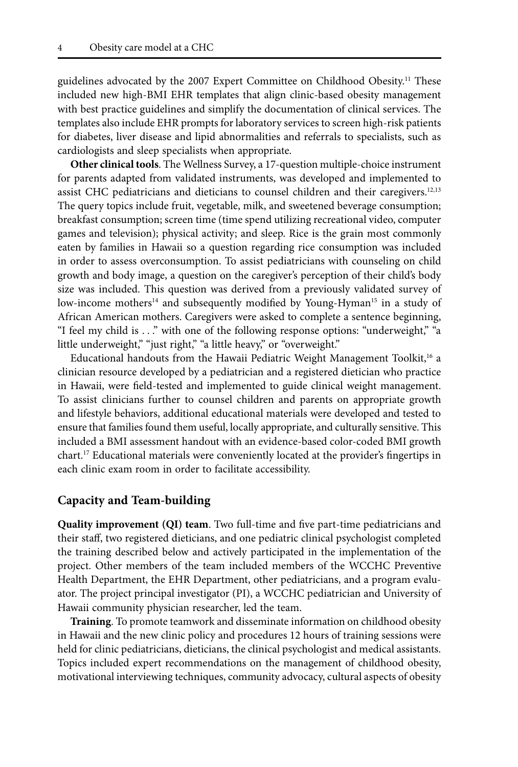guidelines advocated by the 2007 Expert Committee on Childhood Obesity.[11] These included new high-BMI EHR templates that align clinic-based obesity management with best practice guidelines and simplify the documentation of clinical services. The templates also include EHR prompts for laboratory services to screen high-risk patients for diabetes, liver disease and lipid abnormalities and referrals to specialists, such as cardiologists and sleep specialists when appropriate.

**Other clinical tools**. The Wellness Survey, a 17-question multiple-choice instrument for parents adapted from validated instruments, was developed and implemented to assist CHC pediatricians and dieticians to counsel children and their caregivers.[12,13] The query topics include fruit, vegetable, milk, and sweetened beverage consumption; breakfast consumption; screen time (time spend utilizing recreational video, computer games and television); physical activity; and sleep. Rice is the grain most commonly eaten by families in Hawaii so a question regarding rice consumption was included in order to assess overconsumption. To assist pediatricians with counseling on child growth and body image, a question on the caregiver's perception of their child's body size was included. This question was derived from a previously validated survey of low-income mothers[14] and subsequently modified by Young-Hyman[15] in a study of African American mothers. Caregivers were asked to complete a sentence beginning, "I feel my child is . . ." with one of the following response options: "underweight," "a little underweight," "just right," "a little heavy," or "overweight."

Educational handouts from the Hawaii Pediatric Weight Management Toolkit,[16] a clinician resource developed by a pediatrician and a registered dietician who practice in Hawaii, were field-tested and implemented to guide clinical weight management. To assist clinicians further to counsel children and parents on appropriate growth and lifestyle behaviors, additional educational materials were developed and tested to ensure that families found them useful, locally appropriate, and culturally sensitive. This included a BMI assessment handout with an evidence-based color-coded BMI growth chart.[17] Educational materials were conveniently located at the provider's fingertips in each clinic exam room in order to facilitate accessibility.

## Capacity and Team-building

**Quality improvement (QI) team**. Two full-time and five part-time pediatricians and their staff, two registered dieticians, and one pediatric clinical psychologist completed the training described below and actively participated in the implementation of the project. Other members of the team included members of the WCCHC Preventive Health Department, the EHR Department, other pediatricians, and a program evaluator. The project principal investigator (PI), a WCCHC pediatrician and University of Hawaii community physician researcher, led the team.

**Training**. To promote teamwork and disseminate information on childhood obesity in Hawaii and the new clinic policy and procedures 12 hours of training sessions were held for clinic pediatricians, dieticians, the clinical psychologist and medical assistants. Topics included expert recommendations on the management of childhood obesity, motivational interviewing techniques, community advocacy, cultural aspects of obesity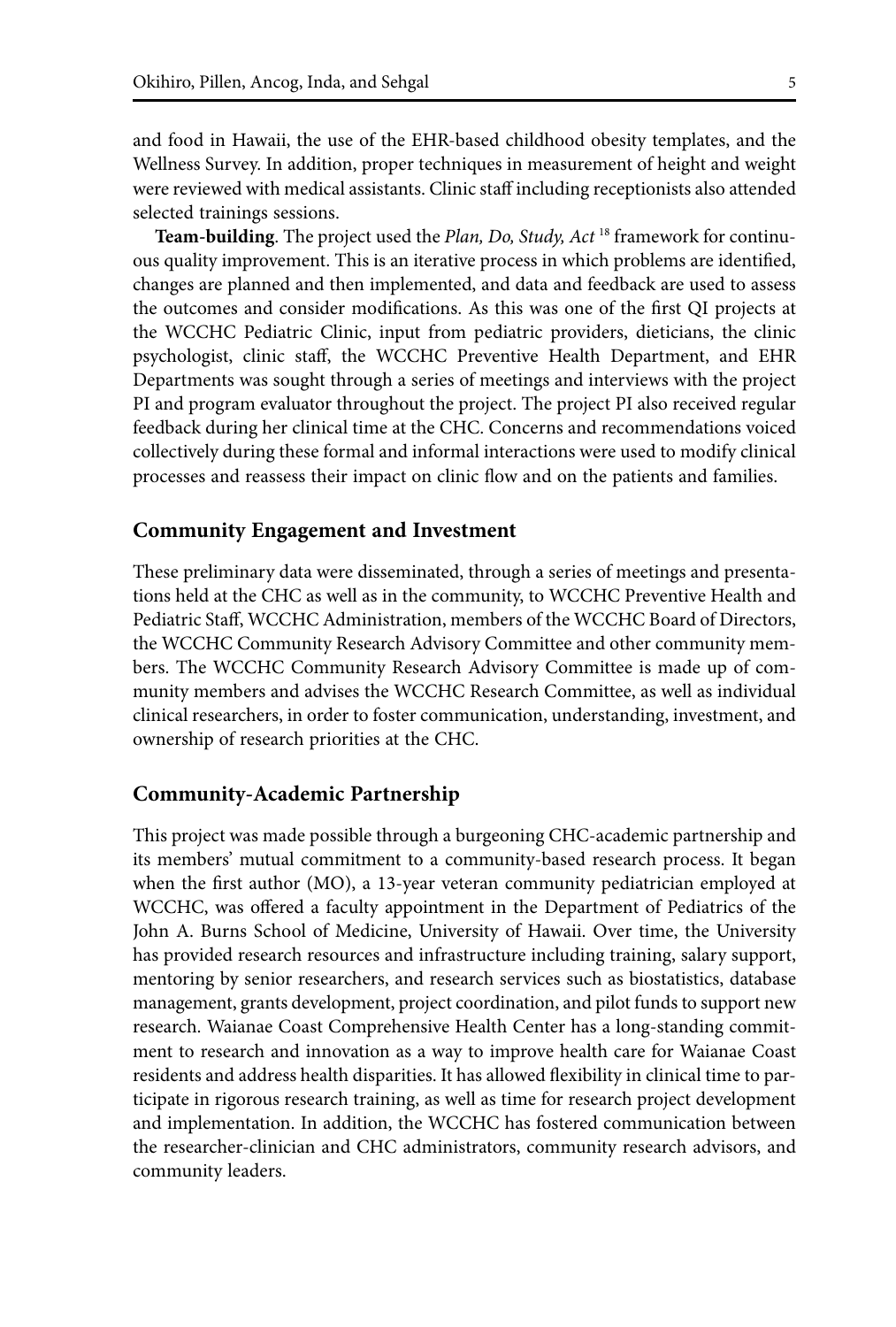and food in Hawaii, the use of the EHR-based childhood obesity templates, and the Wellness Survey. In addition, proper techniques in measurement of height and weight were reviewed with medical assistants. Clinic staff including receptionists also attended selected trainings sessions.

**Team-building**. The project used the *Plan, Do, Study, Act* [18] framework for continuous quality improvement. This is an iterative process in which problems are identified, changes are planned and then implemented, and data and feedback are used to assess the outcomes and consider modifications. As this was one of the first QI projects at the WCCHC Pediatric Clinic, input from pediatric providers, dieticians, the clinic psychologist, clinic staff, the WCCHC Preventive Health Department, and EHR Departments was sought through a series of meetings and interviews with the project PI and program evaluator throughout the project. The project PI also received regular feedback during her clinical time at the CHC. Concerns and recommendations voiced collectively during these formal and informal interactions were used to modify clinical processes and reassess their impact on clinic flow and on the patients and families.

## Community Engagement and Investment

These preliminary data were disseminated, through a series of meetings and presentations held at the CHC as well as in the community, to WCCHC Preventive Health and Pediatric Staff, WCCHC Administration, members of the WCCHC Board of Directors, the WCCHC Community Research Advisory Committee and other community members. The WCCHC Community Research Advisory Committee is made up of community members and advises the WCCHC Research Committee, as well as individual clinical researchers, in order to foster communication, understanding, investment, and ownership of research priorities at the CHC.

## Community-Academic Partnership

This project was made possible through a burgeoning CHC-academic partnership and its members' mutual commitment to a community-based research process. It began when the first author (MO), a 13-year veteran community pediatrician employed at WCCHC, was offered a faculty appointment in the Department of Pediatrics of the John A. Burns School of Medicine, University of Hawaii. Over time, the University has provided research resources and infrastructure including training, salary support, mentoring by senior researchers, and research services such as biostatistics, database management, grants development, project coordination, and pilot funds to support new research. Waianae Coast Comprehensive Health Center has a long-standing commitment to research and innovation as a way to improve health care for Waianae Coast residents and address health disparities. It has allowed flexibility in clinical time to participate in rigorous research training, as well as time for research project development and implementation. In addition, the WCCHC has fostered communication between the researcher-clinician and CHC administrators, community research advisors, and community leaders.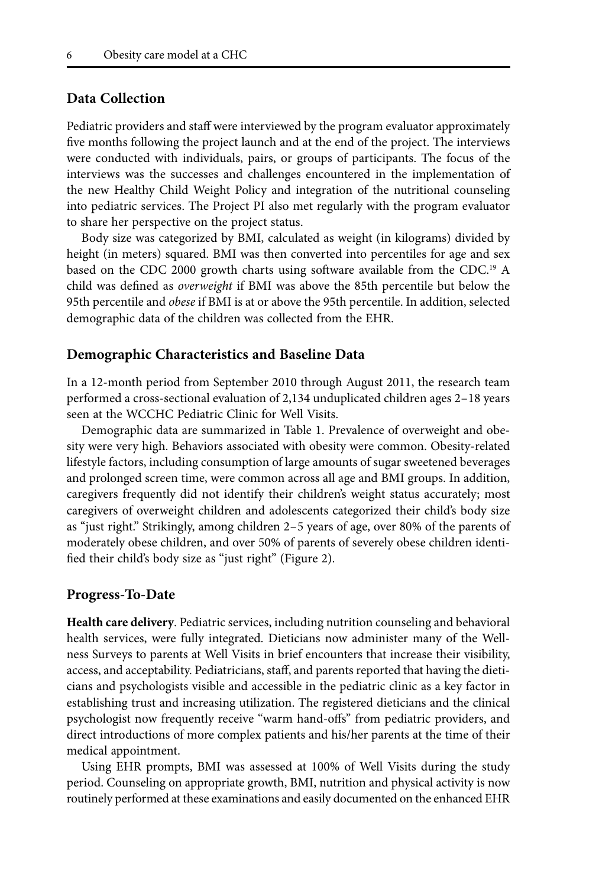## Data Collection

Pediatric providers and staff were interviewed by the program evaluator approximately five months following the project launch and at the end of the project. The interviews were conducted with individuals, pairs, or groups of participants. The focus of the interviews was the successes and challenges encountered in the implementation of the new Healthy Child Weight Policy and integration of the nutritional counseling into pediatric services. The Project PI also met regularly with the program evaluator to share her perspective on the project status.

Body size was categorized by BMI, calculated as weight (in kilograms) divided by height (in meters) squared. BMI was then converted into percentiles for age and sex based on the CDC 2000 growth charts using software available from the CDC.[19] A child was defined as *overweight* if BMI was above the 85th percentile but below the 95th percentile and *obese* if BMI is at or above the 95th percentile. In addition, selected demographic data of the children was collected from the EHR.

## Demographic Characteristics and Baseline Data

In a 12-month period from September 2010 through August 2011, the research team performed a cross-sectional evaluation of 2,134 unduplicated children ages 2–18 years seen at the WCCHC Pediatric Clinic for Well Visits.

Demographic data are summarized in Table 1. Prevalence of overweight and obesity were very high. Behaviors associated with obesity were common. Obesity-related lifestyle factors, including consumption of large amounts of sugar sweetened beverages and prolonged screen time, were common across all age and BMI groups. In addition, caregivers frequently did not identify their children's weight status accurately; most caregivers of overweight children and adolescents categorized their child's body size as "just right." Strikingly, among children 2–5 years of age, over 80% of the parents of moderately obese children, and over 50% of parents of severely obese children identified their child's body size as "just right" (Figure 2).

## Progress-To-Date

**Health care delivery**. Pediatric services, including nutrition counseling and behavioral health services, were fully integrated. Dieticians now administer many of the Wellness Surveys to parents at Well Visits in brief encounters that increase their visibility, access, and acceptability. Pediatricians, staff, and parents reported that having the dieticians and psychologists visible and accessible in the pediatric clinic as a key factor in establishing trust and increasing utilization. The registered dieticians and the clinical psychologist now frequently receive "warm hand-offs" from pediatric providers, and direct introductions of more complex patients and his/her parents at the time of their medical appointment.

Using EHR prompts, BMI was assessed at 100% of Well Visits during the study period. Counseling on appropriate growth, BMI, nutrition and physical activity is now routinely performed at these examinations and easily documented on the enhanced EHR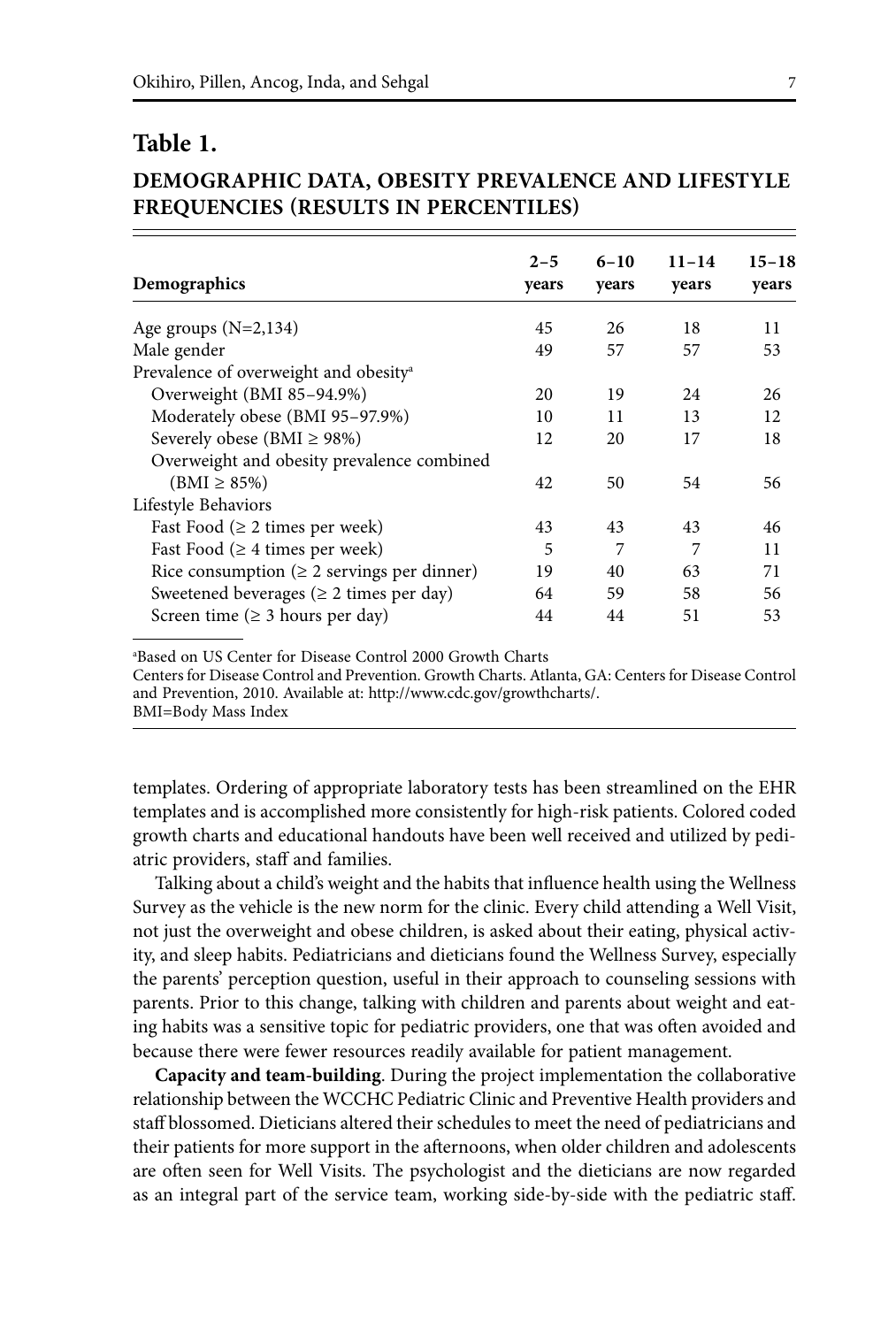## Table 1.

### DEMOGRAPHIC DATA, OBESITY PREVALENCE AND LIFESTYLE FREQUENCIES (RESULTS IN PERCENTILES)

| Demographics | 2–5 years | 6–10 years | 11–14 years | 15–18 years |
|---|---|---|---|---|
| Age groups (N=2,134) | 45 | 26 | 18 | 11 |
| Male gender | 49 | 57 | 57 | 53 |
| Prevalence of overweight and obesity[a] | | | | |
| Overweight (BMI 85–94.9%) | 20 | 19 | 24 | 26 |
| Moderately obese (BMI 95–97.9%) | 10 | 11 | 13 | 12 |
| Severely obese (BMI ≥ 98%) | 12 | 20 | 17 | 18 |
| Overweight and obesity prevalence combined (BMI ≥ 85%) | 42 | 50 | 54 | 56 |
| Lifestyle Behaviors | | | | |
| Fast Food (≥ 2 times per week) | 43 | 43 | 43 | 46 |
| Fast Food (≥ 4 times per week) | 5 | 7 | 7 | 11 |
| Rice consumption (≥ 2 servings per dinner) | 19 | 40 | 63 | 71 |
| Sweetened beverages (≥ 2 times per day) | 64 | 59 | 58 | 56 |
| Screen time (≥ 3 hours per day) | 44 | 44 | 51 | 53 |

[a]Based on US Center for Disease Control 2000 Growth Charts
Centers for Disease Control and Prevention. Growth Charts. Atlanta, GA: Centers for Disease Control and Prevention, 2010. Available at: http://www.cdc.gov/growthcharts/.
BMI=Body Mass Index

templates. Ordering of appropriate laboratory tests has been streamlined on the EHR templates and is accomplished more consistently for high-risk patients. Colored coded growth charts and educational handouts have been well received and utilized by pediatric providers, staff and families.

Talking about a child's weight and the habits that influence health using the Wellness Survey as the vehicle is the new norm for the clinic. Every child attending a Well Visit, not just the overweight and obese children, is asked about their eating, physical activity, and sleep habits. Pediatricians and dieticians found the Wellness Survey, especially the parents' perception question, useful in their approach to counseling sessions with parents. Prior to this change, talking with children and parents about weight and eating habits was a sensitive topic for pediatric providers, one that was often avoided and because there were fewer resources readily available for patient management.

**Capacity and team-building**. During the project implementation the collaborative relationship between the WCCHC Pediatric Clinic and Preventive Health providers and staff blossomed. Dieticians altered their schedules to meet the need of pediatricians and their patients for more support in the afternoons, when older children and adolescents are often seen for Well Visits. The psychologist and the dieticians are now regarded as an integral part of the service team, working side-by-side with the pediatric staff.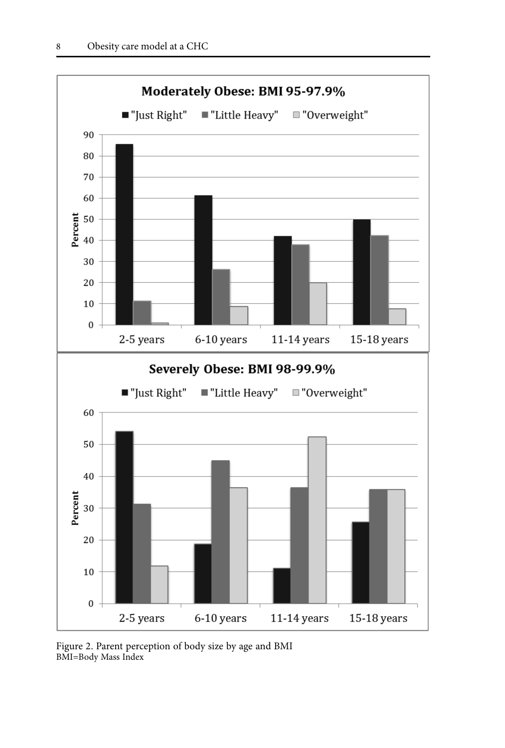Figure 2. Parent perception of body size by age and BMI
BMI=Body Mass Index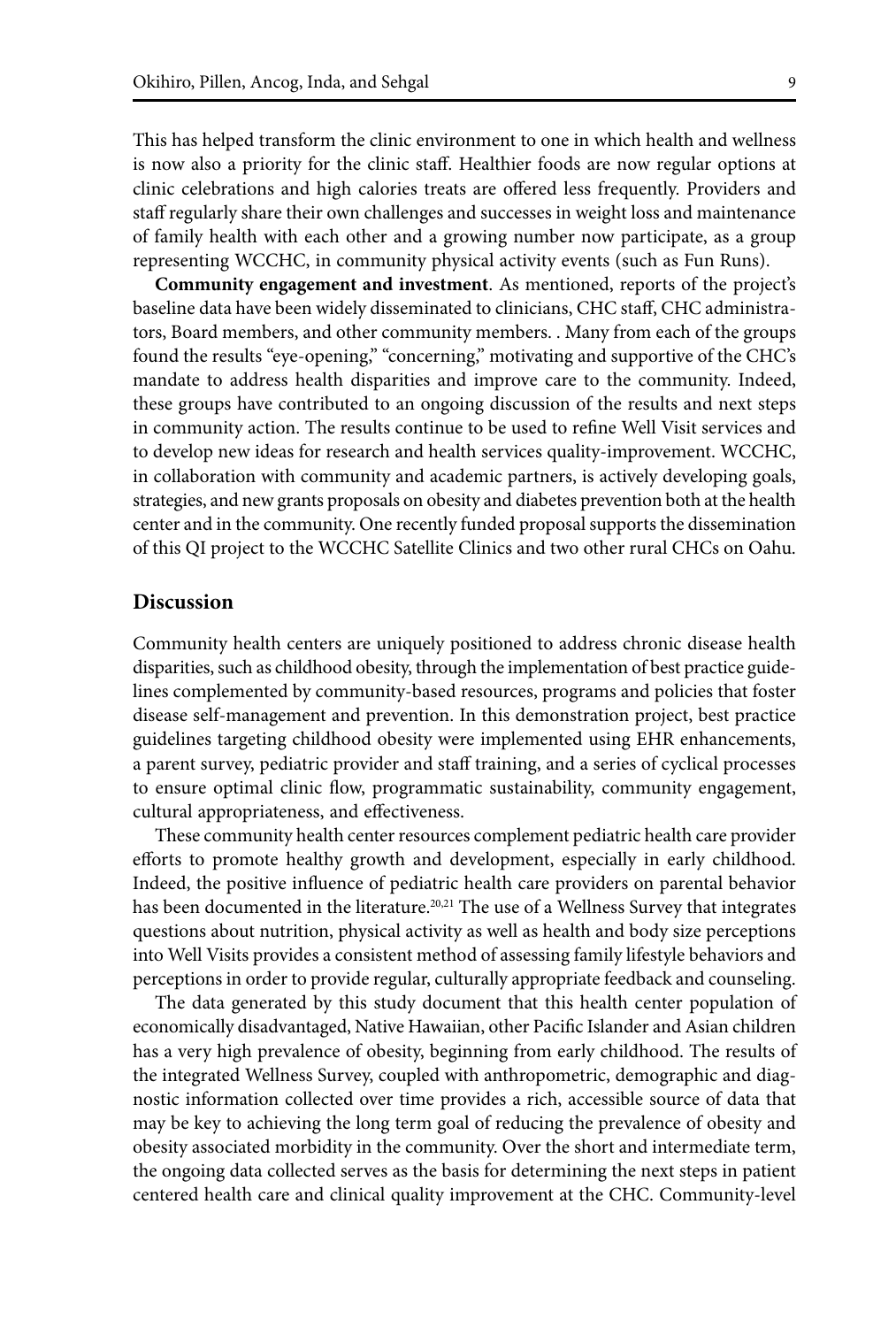This has helped transform the clinic environment to one in which health and wellness is now also a priority for the clinic staff. Healthier foods are now regular options at clinic celebrations and high calories treats are offered less frequently. Providers and staff regularly share their own challenges and successes in weight loss and maintenance of family health with each other and a growing number now participate, as a group representing WCCHC, in community physical activity events (such as Fun Runs).

**Community engagement and investment**. As mentioned, reports of the project's baseline data have been widely disseminated to clinicians, CHC staff, CHC administrators, Board members, and other community members. . Many from each of the groups found the results "eye-opening," "concerning," motivating and supportive of the CHC's mandate to address health disparities and improve care to the community. Indeed, these groups have contributed to an ongoing discussion of the results and next steps in community action. The results continue to be used to refine Well Visit services and to develop new ideas for research and health services quality-improvement. WCCHC, in collaboration with community and academic partners, is actively developing goals, strategies, and new grants proposals on obesity and diabetes prevention both at the health center and in the community. One recently funded proposal supports the dissemination of this QI project to the WCCHC Satellite Clinics and two other rural CHCs on Oahu.

## Discussion

Community health centers are uniquely positioned to address chronic disease health disparities, such as childhood obesity, through the implementation of best practice guidelines complemented by community-based resources, programs and policies that foster disease self-management and prevention. In this demonstration project, best practice guidelines targeting childhood obesity were implemented using EHR enhancements, a parent survey, pediatric provider and staff training, and a series of cyclical processes to ensure optimal clinic flow, programmatic sustainability, community engagement, cultural appropriateness, and effectiveness.

These community health center resources complement pediatric health care provider efforts to promote healthy growth and development, especially in early childhood. Indeed, the positive influence of pediatric health care providers on parental behavior has been documented in the literature.[20,21] The use of a Wellness Survey that integrates questions about nutrition, physical activity as well as health and body size perceptions into Well Visits provides a consistent method of assessing family lifestyle behaviors and perceptions in order to provide regular, culturally appropriate feedback and counseling.

The data generated by this study document that this health center population of economically disadvantaged, Native Hawaiian, other Pacific Islander and Asian children has a very high prevalence of obesity, beginning from early childhood. The results of the integrated Wellness Survey, coupled with anthropometric, demographic and diagnostic information collected over time provides a rich, accessible source of data that may be key to achieving the long term goal of reducing the prevalence of obesity and obesity associated morbidity in the community. Over the short and intermediate term, the ongoing data collected serves as the basis for determining the next steps in patient centered health care and clinical quality improvement at the CHC. Community-level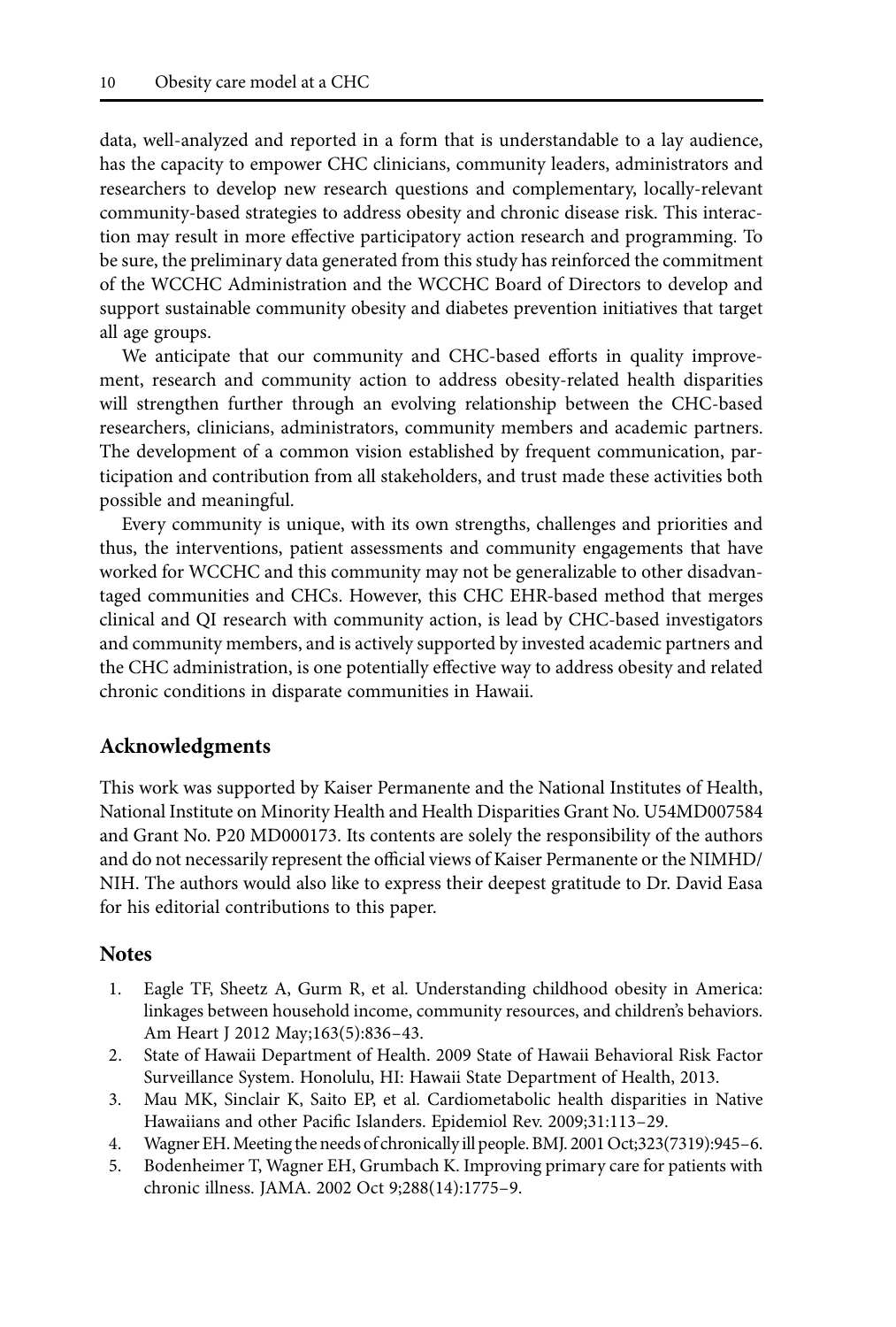data, well-analyzed and reported in a form that is understandable to a lay audience, has the capacity to empower CHC clinicians, community leaders, administrators and researchers to develop new research questions and complementary, locally-relevant community-based strategies to address obesity and chronic disease risk. This interaction may result in more effective participatory action research and programming. To be sure, the preliminary data generated from this study has reinforced the commitment of the WCCHC Administration and the WCCHC Board of Directors to develop and support sustainable community obesity and diabetes prevention initiatives that target all age groups.

We anticipate that our community and CHC-based efforts in quality improvement, research and community action to address obesity-related health disparities will strengthen further through an evolving relationship between the CHC-based researchers, clinicians, administrators, community members and academic partners. The development of a common vision established by frequent communication, participation and contribution from all stakeholders, and trust made these activities both possible and meaningful.

Every community is unique, with its own strengths, challenges and priorities and thus, the interventions, patient assessments and community engagements that have worked for WCCHC and this community may not be generalizable to other disadvantaged communities and CHCs. However, this CHC EHR-based method that merges clinical and QI research with community action, is lead by CHC-based investigators and community members, and is actively supported by invested academic partners and the CHC administration, is one potentially effective way to address obesity and related chronic conditions in disparate communities in Hawaii.

## Acknowledgments

This work was supported by Kaiser Permanente and the National Institutes of Health, National Institute on Minority Health and Health Disparities Grant No. U54MD007584 and Grant No. P20 MD000173. Its contents are solely the responsibility of the authors and do not necessarily represent the official views of Kaiser Permanente or the NIMHD/NIH. The authors would also like to express their deepest gratitude to Dr. David Easa for his editorial contributions to this paper.

## Notes

1. Eagle TF, Sheetz A, Gurm R, et al. Understanding childhood obesity in America: linkages between household income, community resources, and children's behaviors. Am Heart J 2012 May;163(5):836–43.
2. State of Hawaii Department of Health. 2009 State of Hawaii Behavioral Risk Factor Surveillance System. Honolulu, HI: Hawaii State Department of Health, 2013.
3. Mau MK, Sinclair K, Saito EP, et al. Cardiometabolic health disparities in Native Hawaiians and other Pacific Islanders. Epidemiol Rev. 2009;31:113–29.
4. Wagner EH. Meeting the needs of chronically ill people. BMJ. 2001 Oct;323(7319):945–6.
5. Bodenheimer T, Wagner EH, Grumbach K. Improving primary care for patients with chronic illness. JAMA. 2002 Oct 9;288(14):1775–9.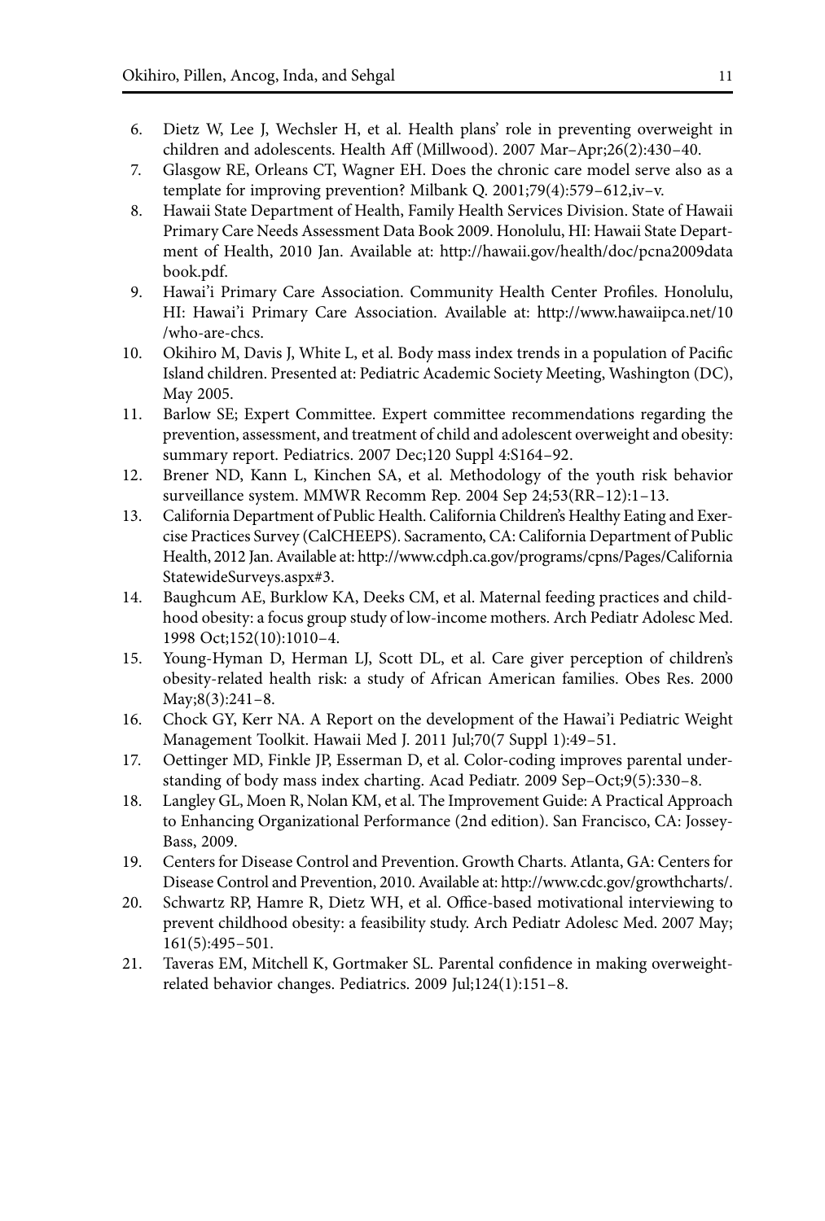6. Dietz W, Lee J, Wechsler H, et al. Health plans' role in preventing overweight in children and adolescents. Health Aff (Millwood). 2007 Mar–Apr;26(2):430–40.
7. Glasgow RE, Orleans CT, Wagner EH. Does the chronic care model serve also as a template for improving prevention? Milbank Q. 2001;79(4):579–612,iv–v.
8. Hawaii State Department of Health, Family Health Services Division. State of Hawaii Primary Care Needs Assessment Data Book 2009. Honolulu, HI: Hawaii State Department of Health, 2010 Jan. Available at: http://hawaii.gov/health/doc/pcna2009databook.pdf.
9. Hawai'i Primary Care Association. Community Health Center Profiles. Honolulu, HI: Hawai'i Primary Care Association. Available at: http://www.hawaiipca.net/10/who-are-chcs.
10. Okihiro M, Davis J, White L, et al. Body mass index trends in a population of Pacific Island children. Presented at: Pediatric Academic Society Meeting, Washington (DC), May 2005.
11. Barlow SE; Expert Committee. Expert committee recommendations regarding the prevention, assessment, and treatment of child and adolescent overweight and obesity: summary report. Pediatrics. 2007 Dec;120 Suppl 4:S164–92.
12. Brener ND, Kann L, Kinchen SA, et al. Methodology of the youth risk behavior surveillance system. MMWR Recomm Rep. 2004 Sep 24;53(RR–12):1–13.
13. California Department of Public Health. California Children's Healthy Eating and Exercise Practices Survey (CalCHEEPS). Sacramento, CA: California Department of Public Health, 2012 Jan. Available at: http://www.cdph.ca.gov/programs/cpns/Pages/CaliforniaStatewideSurveys.aspx#3.
14. Baughcum AE, Burklow KA, Deeks CM, et al. Maternal feeding practices and childhood obesity: a focus group study of low-income mothers. Arch Pediatr Adolesc Med. 1998 Oct;152(10):1010–4.
15. Young-Hyman D, Herman LJ, Scott DL, et al. Care giver perception of children's obesity-related health risk: a study of African American families. Obes Res. 2000 May;8(3):241–8.
16. Chock GY, Kerr NA. A Report on the development of the Hawai'i Pediatric Weight Management Toolkit. Hawaii Med J. 2011 Jul;70(7 Suppl 1):49–51.
17. Oettinger MD, Finkle JP, Esserman D, et al. Color-coding improves parental understanding of body mass index charting. Acad Pediatr. 2009 Sep–Oct;9(5):330–8.
18. Langley GL, Moen R, Nolan KM, et al. The Improvement Guide: A Practical Approach to Enhancing Organizational Performance (2nd edition). San Francisco, CA: Jossey-Bass, 2009.
19. Centers for Disease Control and Prevention. Growth Charts. Atlanta, GA: Centers for Disease Control and Prevention, 2010. Available at: http://www.cdc.gov/growthcharts/.
20. Schwartz RP, Hamre R, Dietz WH, et al. Office-based motivational interviewing to prevent childhood obesity: a feasibility study. Arch Pediatr Adolesc Med. 2007 May;161(5):495–501.
21. Taveras EM, Mitchell K, Gortmaker SL. Parental confidence in making overweight-related behavior changes. Pediatrics. 2009 Jul;124(1):151–8.